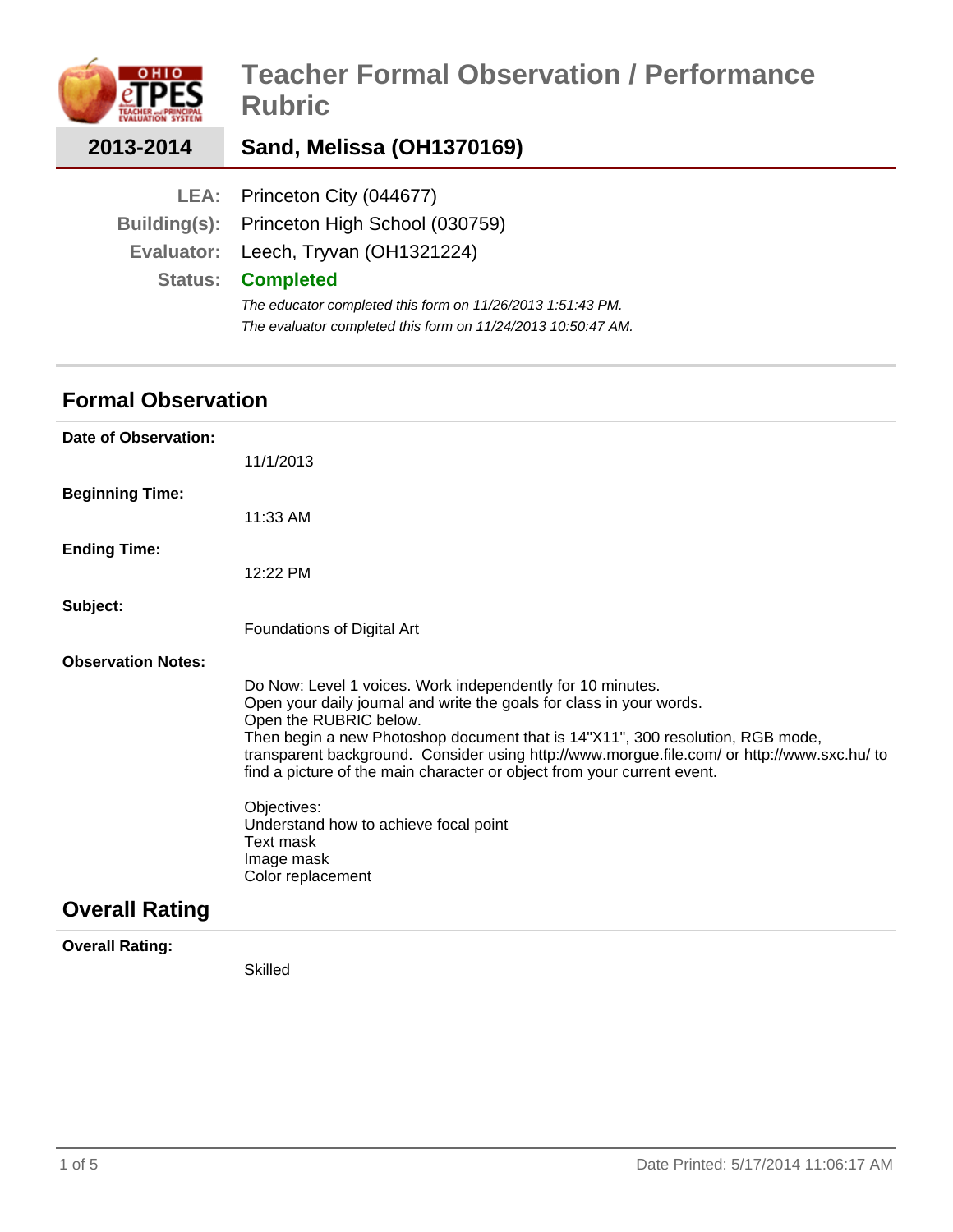# Teacher Formal Observation / Performance Rubric

**2013-2014** — **Sand, Melissa (OH1370169)**

**LEA:** Princeton City (044677)
**Building(s):** Princeton High School (030759)
**Evaluator:** Leech, Tryvan (OH1321224)
**Status:** **Completed**

*The educator completed this form on 11/26/2013 1:51:43 PM.*
*The evaluator completed this form on 11/24/2013 10:50:47 AM.*

## Formal Observation

**Date of Observation:**

11/1/2013

**Beginning Time:**

11:33 AM

**Ending Time:**

12:22 PM

**Subject:**

Foundations of Digital Art

**Observation Notes:**

Do Now: Level 1 voices. Work independently for 10 minutes.
Open your daily journal and write the goals for class in your words.
Open the RUBRIC below.
Then begin a new Photoshop document that is 14"X11", 300 resolution, RGB mode, transparent background. Consider using http://www.morgue.file.com/ or http://www.sxc.hu/ to find a picture of the main character or object from your current event.

Objectives:
Understand how to achieve focal point
Text mask
Image mask
Color replacement

## Overall Rating

**Overall Rating:**

Skilled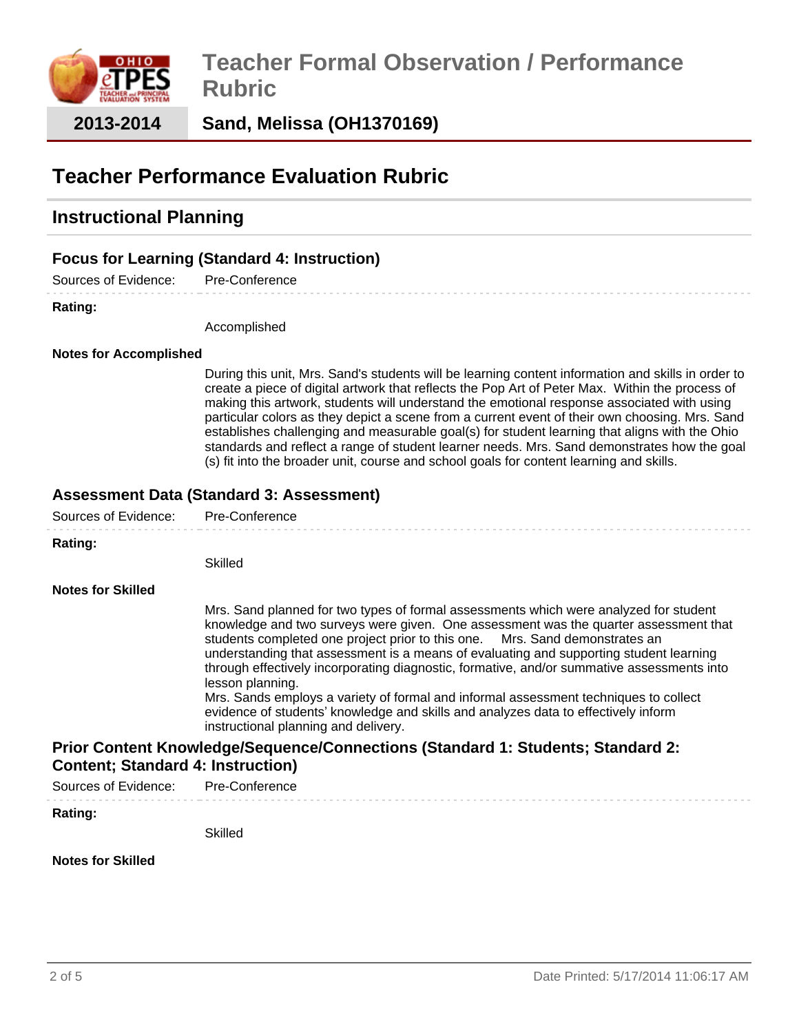# Teacher Formal Observation / Performance Rubric

**2013-2014** **Sand, Melissa (OH1370169)**

## Teacher Performance Evaluation Rubric

## Instructional Planning

### Focus for Learning (Standard 4: Instruction)

Sources of Evidence: Pre-Conference

**Rating:**

Accomplished

**Notes for Accomplished**

During this unit, Mrs. Sand's students will be learning content information and skills in order to create a piece of digital artwork that reflects the Pop Art of Peter Max. Within the process of making this artwork, students will understand the emotional response associated with using particular colors as they depict a scene from a current event of their own choosing. Mrs. Sand establishes challenging and measurable goal(s) for student learning that aligns with the Ohio standards and reflect a range of student learner needs. Mrs. Sand demonstrates how the goal (s) fit into the broader unit, course and school goals for content learning and skills.

### Assessment Data (Standard 3: Assessment)

Sources of Evidence: Pre-Conference

**Rating:**

Skilled

**Notes for Skilled**

Mrs. Sand planned for two types of formal assessments which were analyzed for student knowledge and two surveys were given. One assessment was the quarter assessment that students completed one project prior to this one. Mrs. Sand demonstrates an understanding that assessment is a means of evaluating and supporting student learning through effectively incorporating diagnostic, formative, and/or summative assessments into lesson planning.
Mrs. Sands employs a variety of formal and informal assessment techniques to collect evidence of students' knowledge and skills and analyzes data to effectively inform instructional planning and delivery.

### Prior Content Knowledge/Sequence/Connections (Standard 1: Students; Standard 2: Content; Standard 4: Instruction)

Sources of Evidence: Pre-Conference

**Rating:**

Skilled

**Notes for Skilled**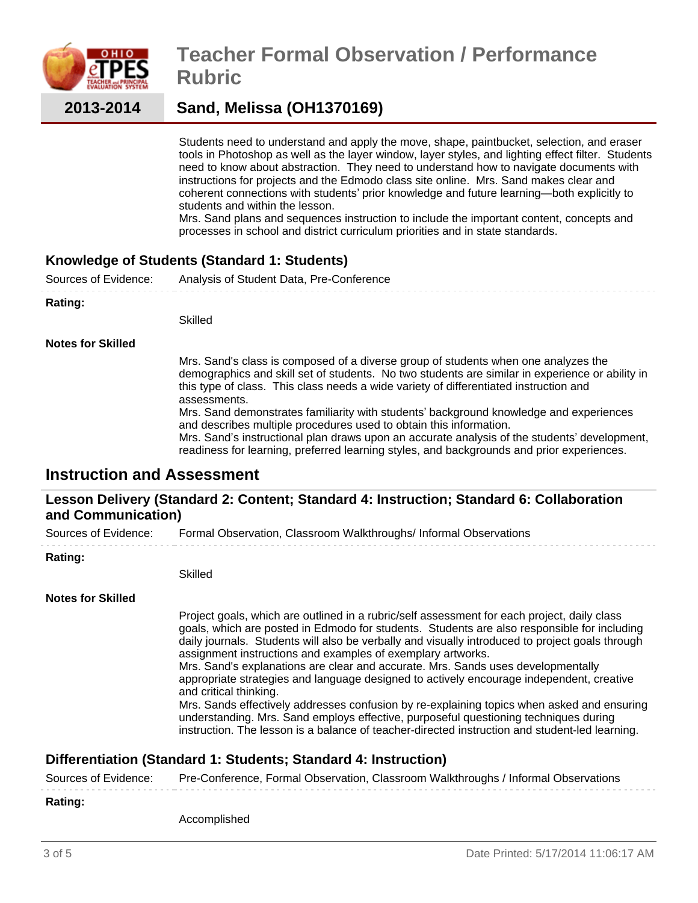Students need to understand and apply the move, shape, paintbucket, selection, and eraser tools in Photoshop as well as the layer window, layer styles, and lighting effect filter. Students need to know about abstraction. They need to understand how to navigate documents with instructions for projects and the Edmodo class site online. Mrs. Sand makes clear and coherent connections with students' prior knowledge and future learning—both explicitly to students and within the lesson.
Mrs. Sand plans and sequences instruction to include the important content, concepts and processes in school and district curriculum priorities and in state standards.

### Knowledge of Students (Standard 1: Students)

Sources of Evidence: Analysis of Student Data, Pre-Conference

**Rating:**

Skilled

**Notes for Skilled**

Mrs. Sand's class is composed of a diverse group of students when one analyzes the demographics and skill set of students. No two students are similar in experience or ability in this type of class. This class needs a wide variety of differentiated instruction and assessments.
Mrs. Sand demonstrates familiarity with students' background knowledge and experiences and describes multiple procedures used to obtain this information.
Mrs. Sand's instructional plan draws upon an accurate analysis of the students' development, readiness for learning, preferred learning styles, and backgrounds and prior experiences.

## Instruction and Assessment

### Lesson Delivery (Standard 2: Content; Standard 4: Instruction; Standard 6: Collaboration and Communication)

Sources of Evidence: Formal Observation, Classroom Walkthroughs/ Informal Observations

**Rating:**

Skilled

**Notes for Skilled**

Project goals, which are outlined in a rubric/self assessment for each project, daily class goals, which are posted in Edmodo for students. Students are also responsible for including daily journals. Students will also be verbally and visually introduced to project goals through assignment instructions and examples of exemplary artworks.
Mrs. Sand's explanations are clear and accurate. Mrs. Sands uses developmentally appropriate strategies and language designed to actively encourage independent, creative and critical thinking.
Mrs. Sands effectively addresses confusion by re-explaining topics when asked and ensuring understanding. Mrs. Sand employs effective, purposeful questioning techniques during instruction. The lesson is a balance of teacher-directed instruction and student-led learning.

### Differentiation (Standard 1: Students; Standard 4: Instruction)

Sources of Evidence: Pre-Conference, Formal Observation, Classroom Walkthroughs / Informal Observations

**Rating:**

Accomplished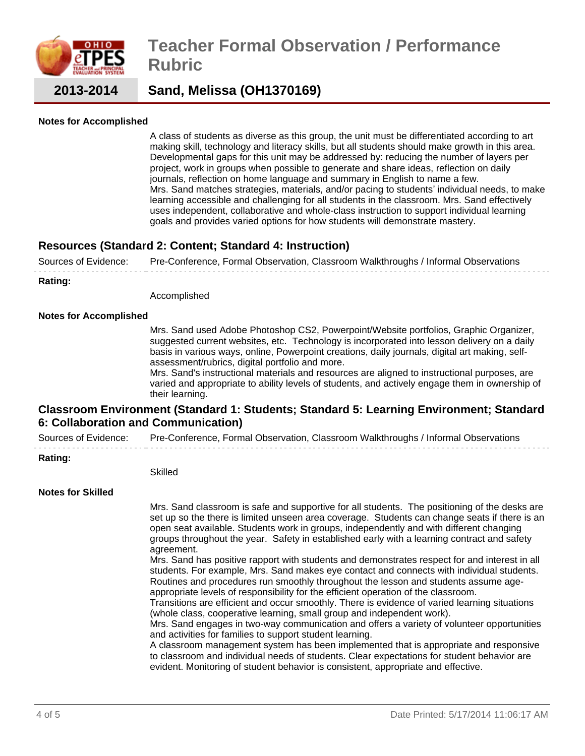**Notes for Accomplished**

A class of students as diverse as this group, the unit must be differentiated according to art making skill, technology and literacy skills, but all students should make growth in this area. Developmental gaps for this unit may be addressed by: reducing the number of layers per project, work in groups when possible to generate and share ideas, reflection on daily journals, reflection on home language and summary in English to name a few.
Mrs. Sand matches strategies, materials, and/or pacing to students' individual needs, to make learning accessible and challenging for all students in the classroom. Mrs. Sand effectively uses independent, collaborative and whole-class instruction to support individual learning goals and provides varied options for how students will demonstrate mastery.

## Resources (Standard 2: Content; Standard 4: Instruction)

Sources of Evidence: Pre-Conference, Formal Observation, Classroom Walkthroughs / Informal Observations

**Rating:**

Accomplished

**Notes for Accomplished**

Mrs. Sand used Adobe Photoshop CS2, Powerpoint/Website portfolios, Graphic Organizer, suggested current websites, etc. Technology is incorporated into lesson delivery on a daily basis in various ways, online, Powerpoint creations, daily journals, digital art making, self-assessment/rubrics, digital portfolio and more.
Mrs. Sand's instructional materials and resources are aligned to instructional purposes, are varied and appropriate to ability levels of students, and actively engage them in ownership of their learning.

## Classroom Environment (Standard 1: Students; Standard 5: Learning Environment; Standard 6: Collaboration and Communication)

Sources of Evidence: Pre-Conference, Formal Observation, Classroom Walkthroughs / Informal Observations

**Rating:**

Skilled

**Notes for Skilled**

Mrs. Sand classroom is safe and supportive for all students. The positioning of the desks are set up so the there is limited unseen area coverage. Students can change seats if there is an open seat available. Students work in groups, independently and with different changing groups throughout the year. Safety in established early with a learning contract and safety agreement.
Mrs. Sand has positive rapport with students and demonstrates respect for and interest in all students. For example, Mrs. Sand makes eye contact and connects with individual students. Routines and procedures run smoothly throughout the lesson and students assume age-appropriate levels of responsibility for the efficient operation of the classroom.
Transitions are efficient and occur smoothly. There is evidence of varied learning situations (whole class, cooperative learning, small group and independent work).
Mrs. Sand engages in two-way communication and offers a variety of volunteer opportunities and activities for families to support student learning.
A classroom management system has been implemented that is appropriate and responsive to classroom and individual needs of students. Clear expectations for student behavior are evident. Monitoring of student behavior is consistent, appropriate and effective.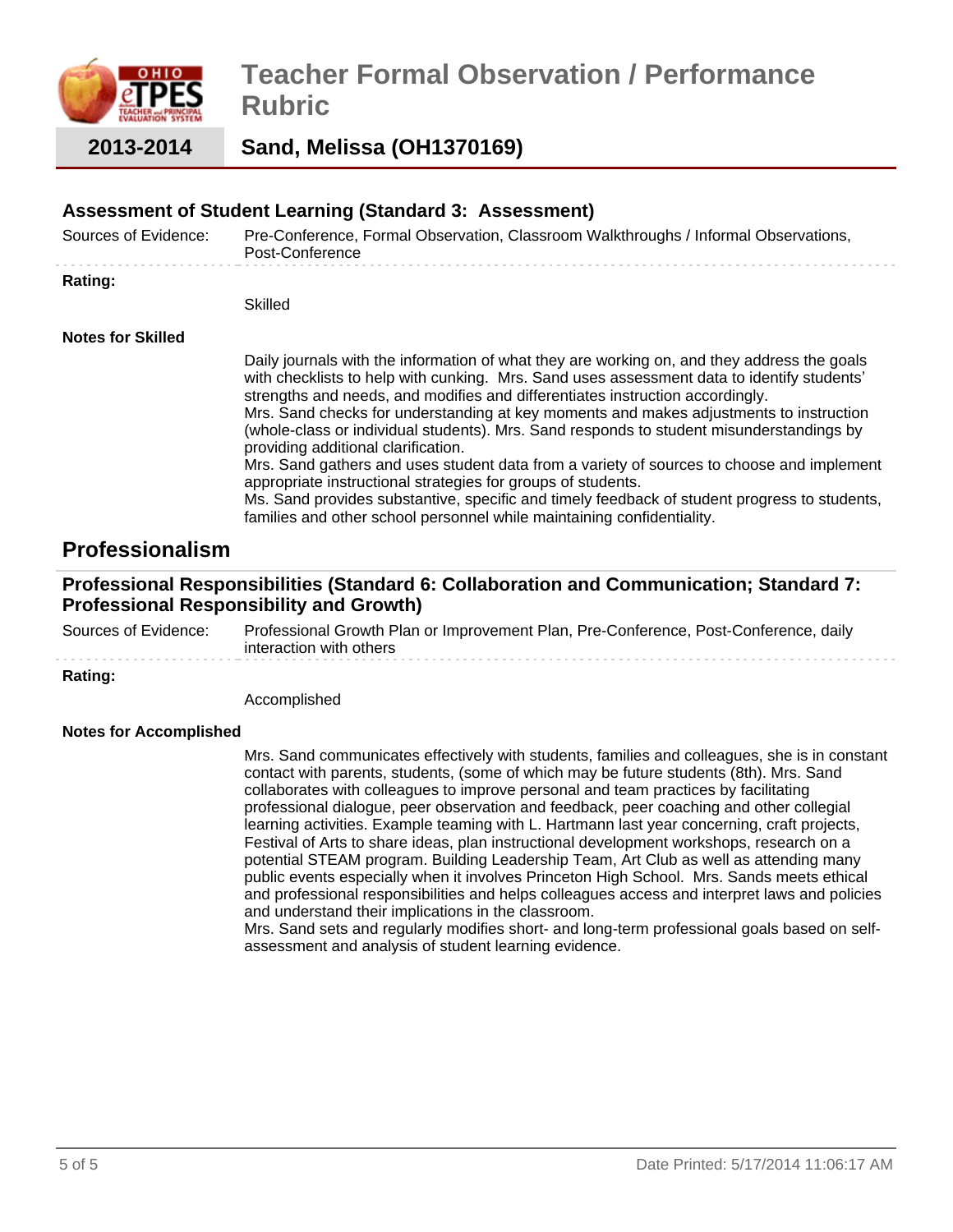# Teacher Formal Observation / Performance Rubric

**2013-2014** **Sand, Melissa (OH1370169)**

### Assessment of Student Learning (Standard 3: Assessment)

Sources of Evidence: Pre-Conference, Formal Observation, Classroom Walkthroughs / Informal Observations, Post-Conference

**Rating:**

Skilled

**Notes for Skilled**

Daily journals with the information of what they are working on, and they address the goals with checklists to help with cunking. Mrs. Sand uses assessment data to identify students' strengths and needs, and modifies and differentiates instruction accordingly.
Mrs. Sand checks for understanding at key moments and makes adjustments to instruction (whole-class or individual students). Mrs. Sand responds to student misunderstandings by providing additional clarification.
Mrs. Sand gathers and uses student data from a variety of sources to choose and implement appropriate instructional strategies for groups of students.
Ms. Sand provides substantive, specific and timely feedback of student progress to students, families and other school personnel while maintaining confidentiality.

## Professionalism

### Professional Responsibilities (Standard 6: Collaboration and Communication; Standard 7: Professional Responsibility and Growth)

Sources of Evidence: Professional Growth Plan or Improvement Plan, Pre-Conference, Post-Conference, daily interaction with others

**Rating:**

Accomplished

**Notes for Accomplished**

Mrs. Sand communicates effectively with students, families and colleagues, she is in constant contact with parents, students, (some of which may be future students (8th). Mrs. Sand collaborates with colleagues to improve personal and team practices by facilitating professional dialogue, peer observation and feedback, peer coaching and other collegial learning activities. Example teaming with L. Hartmann last year concerning, craft projects, Festival of Arts to share ideas, plan instructional development workshops, research on a potential STEAM program. Building Leadership Team, Art Club as well as attending many public events especially when it involves Princeton High School. Mrs. Sands meets ethical and professional responsibilities and helps colleagues access and interpret laws and policies and understand their implications in the classroom.
Mrs. Sand sets and regularly modifies short- and long-term professional goals based on self-assessment and analysis of student learning evidence.

Date Printed: 5/17/2014 11:06:17 AM